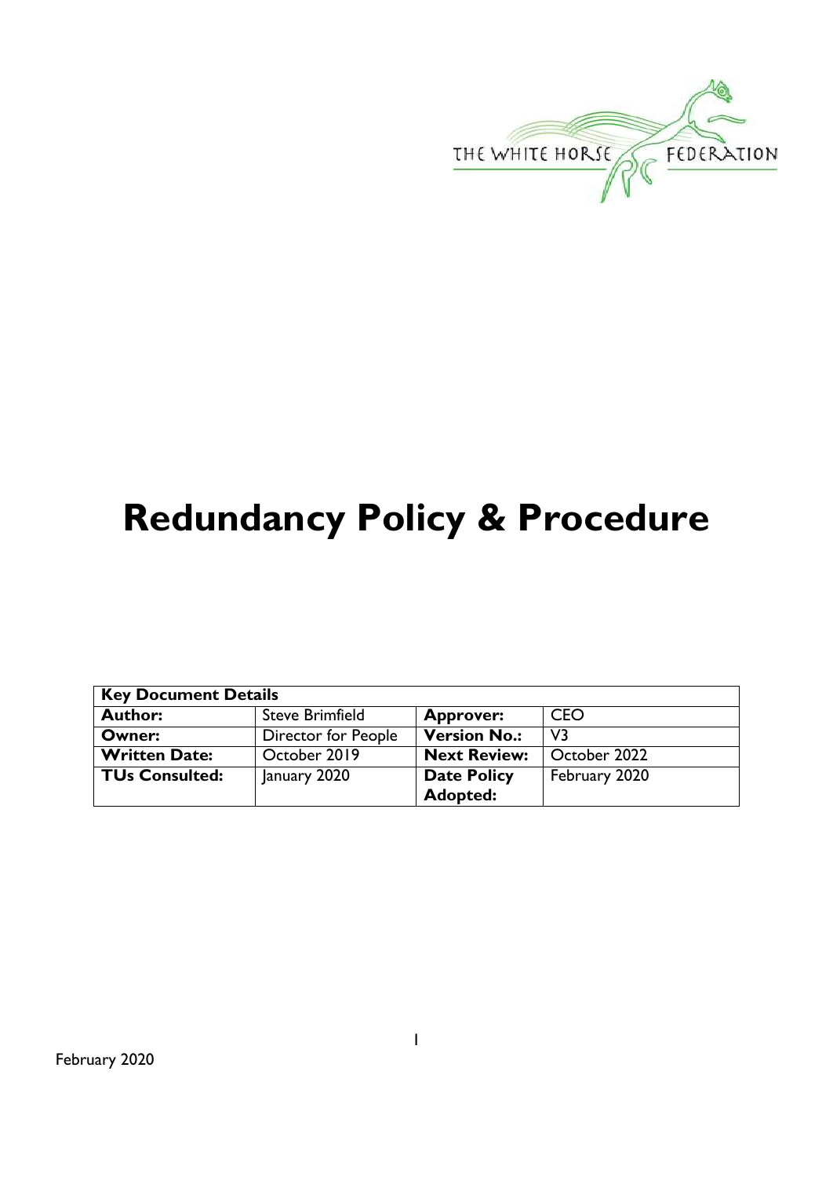# Redundancy Policy & Procedure

| Key Document Details | | | |
|---|---|---|---|
| **Author:** | Steve Brimfield | **Approver:** | CEO |
| **Owner:** | Director for People | **Version No.:** | V3 |
| **Written Date:** | October 2019 | **Next Review:** | October 2022 |
| **TUs Consulted:** | January 2020 | **Date Policy Adopted:** | February 2020 |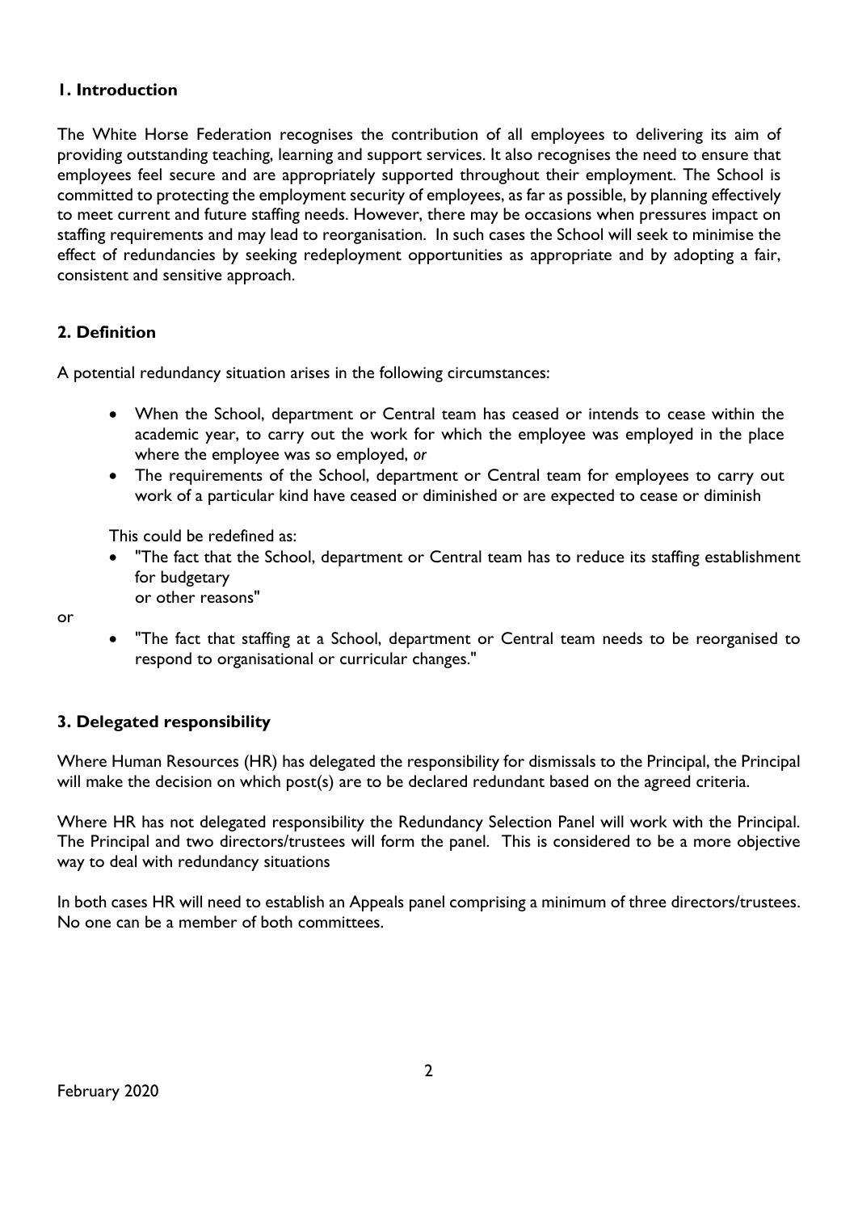## 1. Introduction

The White Horse Federation recognises the contribution of all employees to delivering its aim of providing outstanding teaching, learning and support services. It also recognises the need to ensure that employees feel secure and are appropriately supported throughout their employment. The School is committed to protecting the employment security of employees, as far as possible, by planning effectively to meet current and future staffing needs. However, there may be occasions when pressures impact on staffing requirements and may lead to reorganisation. In such cases the School will seek to minimise the effect of redundancies by seeking redeployment opportunities as appropriate and by adopting a fair, consistent and sensitive approach.

## 2. Definition

A potential redundancy situation arises in the following circumstances:

- When the School, department or Central team has ceased or intends to cease within the academic year, to carry out the work for which the employee was employed in the place where the employee was so employed, *or*
- The requirements of the School, department or Central team for employees to carry out work of a particular kind have ceased or diminished or are expected to cease or diminish

This could be redefined as:

- "The fact that the School, department or Central team has to reduce its staffing establishment for budgetary
  or other reasons"

or

- "The fact that staffing at a School, department or Central team needs to be reorganised to respond to organisational or curricular changes."

## 3. Delegated responsibility

Where Human Resources (HR) has delegated the responsibility for dismissals to the Principal, the Principal will make the decision on which post(s) are to be declared redundant based on the agreed criteria.

Where HR has not delegated responsibility the Redundancy Selection Panel will work with the Principal. The Principal and two directors/trustees will form the panel. This is considered to be a more objective way to deal with redundancy situations

In both cases HR will need to establish an Appeals panel comprising a minimum of three directors/trustees. No one can be a member of both committees.

February 2020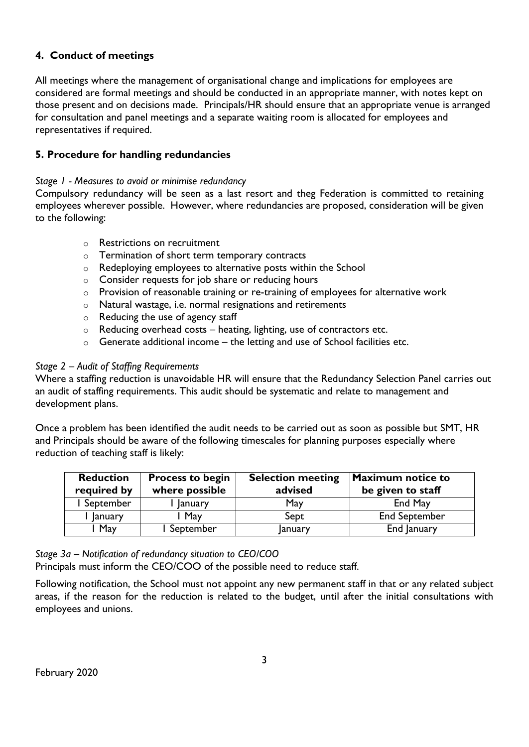## 4. Conduct of meetings

All meetings where the management of organisational change and implications for employees are considered are formal meetings and should be conducted in an appropriate manner, with notes kept on those present and on decisions made. Principals/HR should ensure that an appropriate venue is arranged for consultation and panel meetings and a separate waiting room is allocated for employees and representatives if required.

## 5. Procedure for handling redundancies

*Stage 1 - Measures to avoid or minimise redundancy*

Compulsory redundancy will be seen as a last resort and theg Federation is committed to retaining employees wherever possible. However, where redundancies are proposed, consideration will be given to the following:

- Restrictions on recruitment
- Termination of short term temporary contracts
- Redeploying employees to alternative posts within the School
- Consider requests for job share or reducing hours
- Provision of reasonable training or re-training of employees for alternative work
- Natural wastage, i.e. normal resignations and retirements
- Reducing the use of agency staff
- Reducing overhead costs – heating, lighting, use of contractors etc.
- Generate additional income – the letting and use of School facilities etc.

*Stage 2 – Audit of Staffing Requirements*

Where a staffing reduction is unavoidable HR will ensure that the Redundancy Selection Panel carries out an audit of staffing requirements. This audit should be systematic and relate to management and development plans.

Once a problem has been identified the audit needs to be carried out as soon as possible but SMT, HR and Principals should be aware of the following timescales for planning purposes especially where reduction of teaching staff is likely:

| Reduction required by | Process to begin where possible | Selection meeting advised | Maximum notice to be given to staff |
|---|---|---|---|
| 1 September | 1 January | May | End May |
| 1 January | 1 May | Sept | End September |
| 1 May | 1 September | January | End January |

*Stage 3a – Notification of redundancy situation to CEO/COO*

Principals must inform the CEO/COO of the possible need to reduce staff.

Following notification, the School must not appoint any new permanent staff in that or any related subject areas, if the reason for the reduction is related to the budget, until after the initial consultations with employees and unions.

February 2020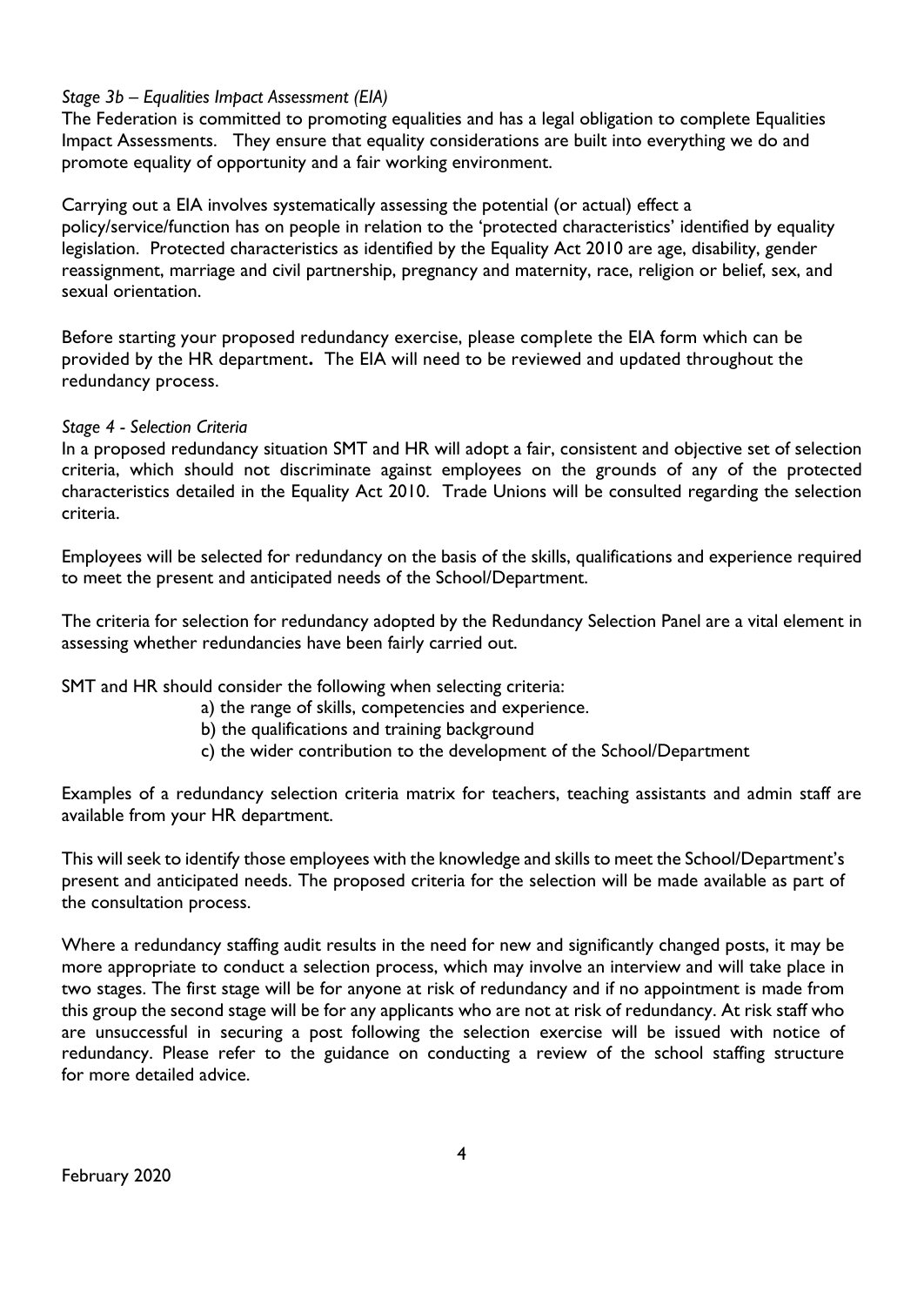*Stage 3b – Equalities Impact Assessment (EIA)*

The Federation is committed to promoting equalities and has a legal obligation to complete Equalities Impact Assessments. They ensure that equality considerations are built into everything we do and promote equality of opportunity and a fair working environment.

Carrying out a EIA involves systematically assessing the potential (or actual) effect a policy/service/function has on people in relation to the 'protected characteristics' identified by equality legislation. Protected characteristics as identified by the Equality Act 2010 are age, disability, gender reassignment, marriage and civil partnership, pregnancy and maternity, race, religion or belief, sex, and sexual orientation.

Before starting your proposed redundancy exercise, please complete the EIA form which can be provided by the HR department**.** The EIA will need to be reviewed and updated throughout the redundancy process.

*Stage 4 - Selection Criteria*

In a proposed redundancy situation SMT and HR will adopt a fair, consistent and objective set of selection criteria, which should not discriminate against employees on the grounds of any of the protected characteristics detailed in the Equality Act 2010. Trade Unions will be consulted regarding the selection criteria.

Employees will be selected for redundancy on the basis of the skills, qualifications and experience required to meet the present and anticipated needs of the School/Department.

The criteria for selection for redundancy adopted by the Redundancy Selection Panel are a vital element in assessing whether redundancies have been fairly carried out.

SMT and HR should consider the following when selecting criteria:

a) the range of skills, competencies and experience.
b) the qualifications and training background
c) the wider contribution to the development of the School/Department

Examples of a redundancy selection criteria matrix for teachers, teaching assistants and admin staff are available from your HR department.

This will seek to identify those employees with the knowledge and skills to meet the School/Department's present and anticipated needs. The proposed criteria for the selection will be made available as part of the consultation process.

Where a redundancy staffing audit results in the need for new and significantly changed posts, it may be more appropriate to conduct a selection process, which may involve an interview and will take place in two stages. The first stage will be for anyone at risk of redundancy and if no appointment is made from this group the second stage will be for any applicants who are not at risk of redundancy. At risk staff who are unsuccessful in securing a post following the selection exercise will be issued with notice of redundancy. Please refer to the guidance on conducting a review of the school staffing structure for more detailed advice.

February 2020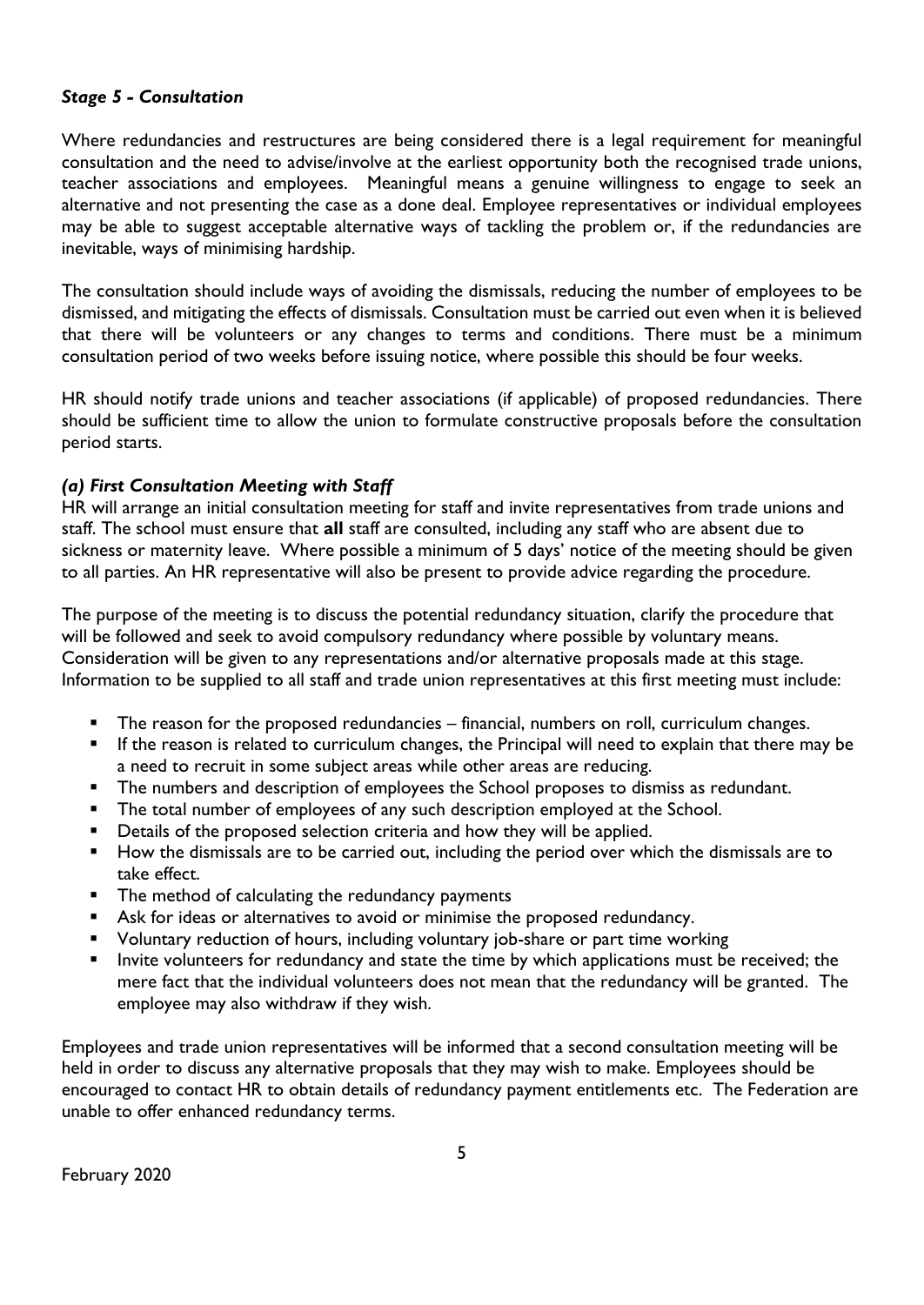### *Stage 5 - Consultation*

Where redundancies and restructures are being considered there is a legal requirement for meaningful consultation and the need to advise/involve at the earliest opportunity both the recognised trade unions, teacher associations and employees. Meaningful means a genuine willingness to engage to seek an alternative and not presenting the case as a done deal. Employee representatives or individual employees may be able to suggest acceptable alternative ways of tackling the problem or, if the redundancies are inevitable, ways of minimising hardship.

The consultation should include ways of avoiding the dismissals, reducing the number of employees to be dismissed, and mitigating the effects of dismissals. Consultation must be carried out even when it is believed that there will be volunteers or any changes to terms and conditions. There must be a minimum consultation period of two weeks before issuing notice, where possible this should be four weeks.

HR should notify trade unions and teacher associations (if applicable) of proposed redundancies. There should be sufficient time to allow the union to formulate constructive proposals before the consultation period starts.

#### *(a) First Consultation Meeting with Staff*

HR will arrange an initial consultation meeting for staff and invite representatives from trade unions and staff. The school must ensure that **all** staff are consulted, including any staff who are absent due to sickness or maternity leave. Where possible a minimum of 5 days' notice of the meeting should be given to all parties. An HR representative will also be present to provide advice regarding the procedure.

The purpose of the meeting is to discuss the potential redundancy situation, clarify the procedure that will be followed and seek to avoid compulsory redundancy where possible by voluntary means. Consideration will be given to any representations and/or alternative proposals made at this stage. Information to be supplied to all staff and trade union representatives at this first meeting must include:

- The reason for the proposed redundancies – financial, numbers on roll, curriculum changes.
- If the reason is related to curriculum changes, the Principal will need to explain that there may be a need to recruit in some subject areas while other areas are reducing.
- The numbers and description of employees the School proposes to dismiss as redundant.
- The total number of employees of any such description employed at the School.
- Details of the proposed selection criteria and how they will be applied.
- How the dismissals are to be carried out, including the period over which the dismissals are to take effect.
- The method of calculating the redundancy payments
- Ask for ideas or alternatives to avoid or minimise the proposed redundancy.
- Voluntary reduction of hours, including voluntary job-share or part time working
- Invite volunteers for redundancy and state the time by which applications must be received; the mere fact that the individual volunteers does not mean that the redundancy will be granted. The employee may also withdraw if they wish.

Employees and trade union representatives will be informed that a second consultation meeting will be held in order to discuss any alternative proposals that they may wish to make. Employees should be encouraged to contact HR to obtain details of redundancy payment entitlements etc. The Federation are unable to offer enhanced redundancy terms.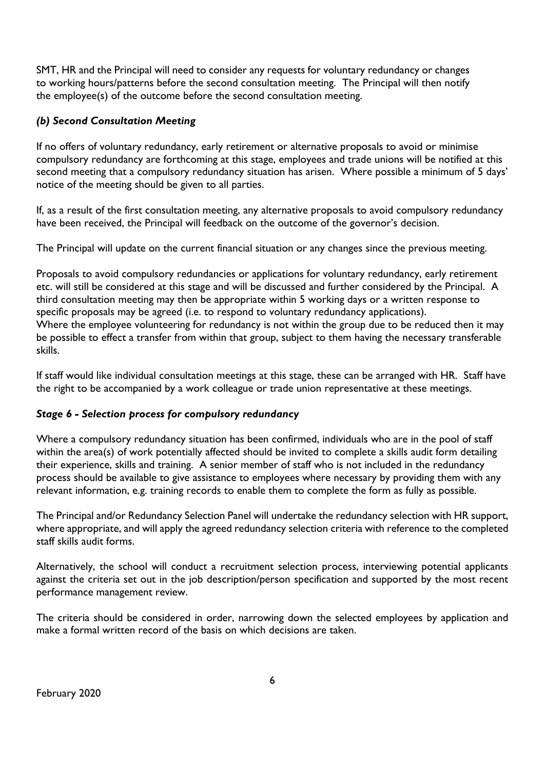SMT, HR and the Principal will need to consider any requests for voluntary redundancy or changes to working hours/patterns before the second consultation meeting. The Principal will then notify the employee(s) of the outcome before the second consultation meeting.

### *(b) Second Consultation Meeting*

If no offers of voluntary redundancy, early retirement or alternative proposals to avoid or minimise compulsory redundancy are forthcoming at this stage, employees and trade unions will be notified at this second meeting that a compulsory redundancy situation has arisen. Where possible a minimum of 5 days' notice of the meeting should be given to all parties.

If, as a result of the first consultation meeting, any alternative proposals to avoid compulsory redundancy have been received, the Principal will feedback on the outcome of the governor's decision.

The Principal will update on the current financial situation or any changes since the previous meeting.

Proposals to avoid compulsory redundancies or applications for voluntary redundancy, early retirement etc. will still be considered at this stage and will be discussed and further considered by the Principal. A third consultation meeting may then be appropriate within 5 working days or a written response to specific proposals may be agreed (i.e. to respond to voluntary redundancy applications).
Where the employee volunteering for redundancy is not within the group due to be reduced then it may be possible to effect a transfer from within that group, subject to them having the necessary transferable skills.

If staff would like individual consultation meetings at this stage, these can be arranged with HR. Staff have the right to be accompanied by a work colleague or trade union representative at these meetings.

### ***Stage 6 - Selection process for compulsory redundancy***

Where a compulsory redundancy situation has been confirmed, individuals who are in the pool of staff within the area(s) of work potentially affected should be invited to complete a skills audit form detailing their experience, skills and training. A senior member of staff who is not included in the redundancy process should be available to give assistance to employees where necessary by providing them with any relevant information, e.g. training records to enable them to complete the form as fully as possible.

The Principal and/or Redundancy Selection Panel will undertake the redundancy selection with HR support, where appropriate, and will apply the agreed redundancy selection criteria with reference to the completed staff skills audit forms.

Alternatively, the school will conduct a recruitment selection process, interviewing potential applicants against the criteria set out in the job description/person specification and supported by the most recent performance management review.

The criteria should be considered in order, narrowing down the selected employees by application and make a formal written record of the basis on which decisions are taken.

February 2020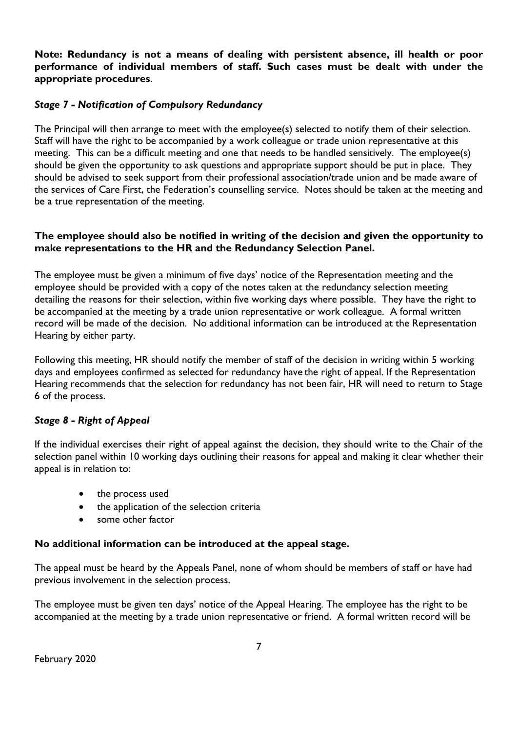**Note: Redundancy is not a means of dealing with persistent absence, ill health or poor performance of individual members of staff. Such cases must be dealt with under the appropriate procedures**.

### *Stage 7 - Notification of Compulsory Redundancy*

The Principal will then arrange to meet with the employee(s) selected to notify them of their selection. Staff will have the right to be accompanied by a work colleague or trade union representative at this meeting. This can be a difficult meeting and one that needs to be handled sensitively. The employee(s) should be given the opportunity to ask questions and appropriate support should be put in place. They should be advised to seek support from their professional association/trade union and be made aware of the services of Care First, the Federation's counselling service. Notes should be taken at the meeting and be a true representation of the meeting.

**The employee should also be notified in writing of the decision and given the opportunity to make representations to the HR and the Redundancy Selection Panel.**

The employee must be given a minimum of five days' notice of the Representation meeting and the employee should be provided with a copy of the notes taken at the redundancy selection meeting detailing the reasons for their selection, within five working days where possible. They have the right to be accompanied at the meeting by a trade union representative or work colleague. A formal written record will be made of the decision. No additional information can be introduced at the Representation Hearing by either party.

Following this meeting, HR should notify the member of staff of the decision in writing within 5 working days and employees confirmed as selected for redundancy have the right of appeal. If the Representation Hearing recommends that the selection for redundancy has not been fair, HR will need to return to Stage 6 of the process.

### *Stage 8 - Right of Appeal*

If the individual exercises their right of appeal against the decision, they should write to the Chair of the selection panel within 10 working days outlining their reasons for appeal and making it clear whether their appeal is in relation to:

- the process used
- the application of the selection criteria
- some other factor

**No additional information can be introduced at the appeal stage.**

The appeal must be heard by the Appeals Panel, none of whom should be members of staff or have had previous involvement in the selection process.

The employee must be given ten days' notice of the Appeal Hearing. The employee has the right to be accompanied at the meeting by a trade union representative or friend. A formal written record will be

February 2020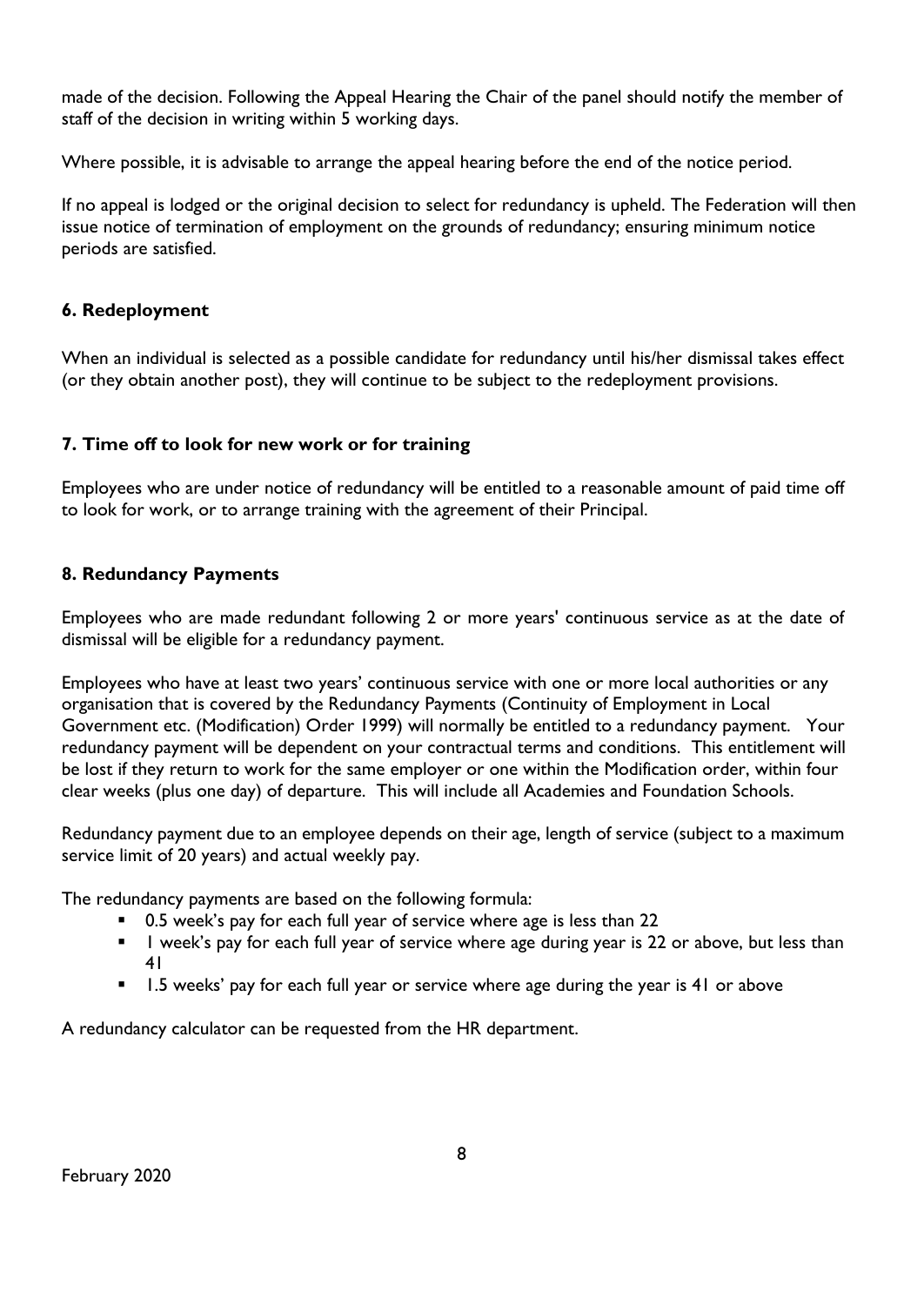made of the decision. Following the Appeal Hearing the Chair of the panel should notify the member of staff of the decision in writing within 5 working days.

Where possible, it is advisable to arrange the appeal hearing before the end of the notice period.

If no appeal is lodged or the original decision to select for redundancy is upheld. The Federation will then issue notice of termination of employment on the grounds of redundancy; ensuring minimum notice periods are satisfied.

### 6. Redeployment

When an individual is selected as a possible candidate for redundancy until his/her dismissal takes effect (or they obtain another post), they will continue to be subject to the redeployment provisions.

### 7. Time off to look for new work or for training

Employees who are under notice of redundancy will be entitled to a reasonable amount of paid time off to look for work, or to arrange training with the agreement of their Principal.

### 8. Redundancy Payments

Employees who are made redundant following 2 or more years' continuous service as at the date of dismissal will be eligible for a redundancy payment.

Employees who have at least two years' continuous service with one or more local authorities or any organisation that is covered by the Redundancy Payments (Continuity of Employment in Local Government etc. (Modification) Order 1999) will normally be entitled to a redundancy payment. Your redundancy payment will be dependent on your contractual terms and conditions. This entitlement will be lost if they return to work for the same employer or one within the Modification order, within four clear weeks (plus one day) of departure. This will include all Academies and Foundation Schools.

Redundancy payment due to an employee depends on their age, length of service (subject to a maximum service limit of 20 years) and actual weekly pay.

The redundancy payments are based on the following formula:

- 0.5 week's pay for each full year of service where age is less than 22
- 1 week's pay for each full year of service where age during year is 22 or above, but less than 41
- 1.5 weeks' pay for each full year or service where age during the year is 41 or above

A redundancy calculator can be requested from the HR department.

February 2020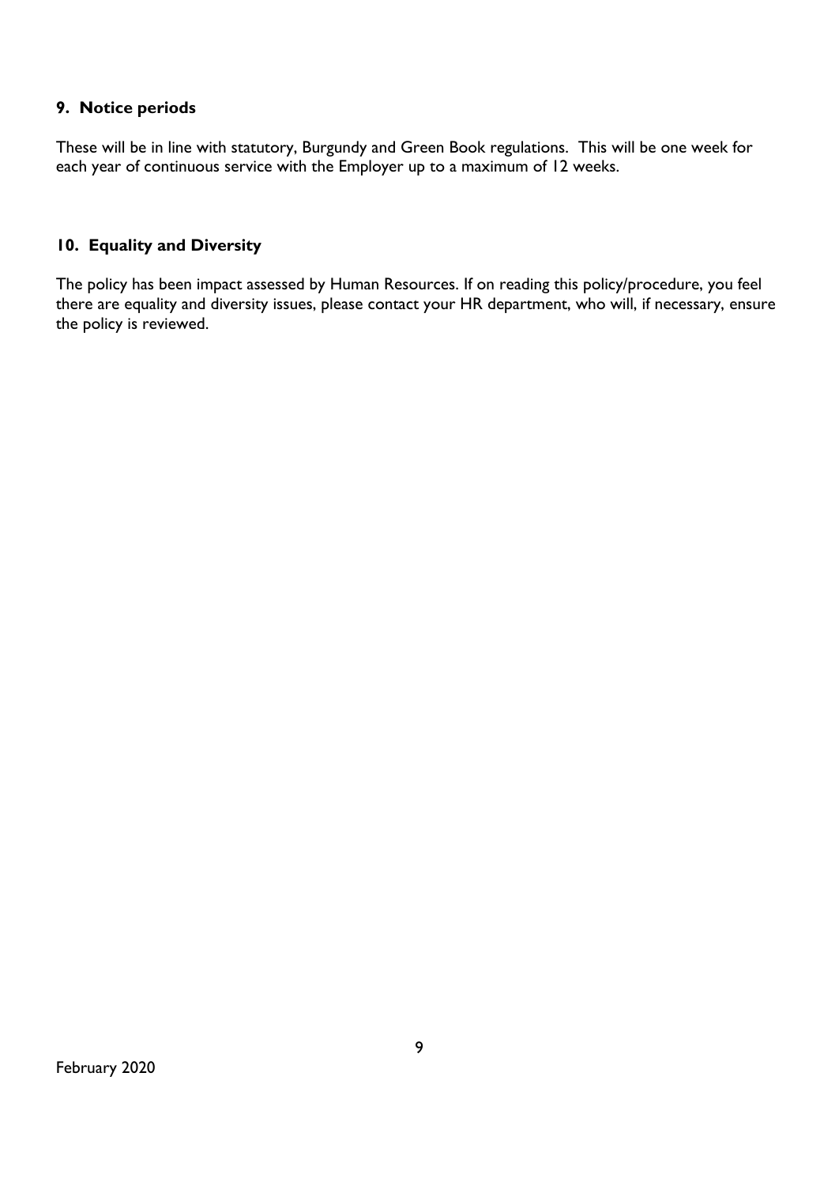## 9. Notice periods

These will be in line with statutory, Burgundy and Green Book regulations. This will be one week for each year of continuous service with the Employer up to a maximum of 12 weeks.

## 10. Equality and Diversity

The policy has been impact assessed by Human Resources. If on reading this policy/procedure, you feel there are equality and diversity issues, please contact your HR department, who will, if necessary, ensure the policy is reviewed.